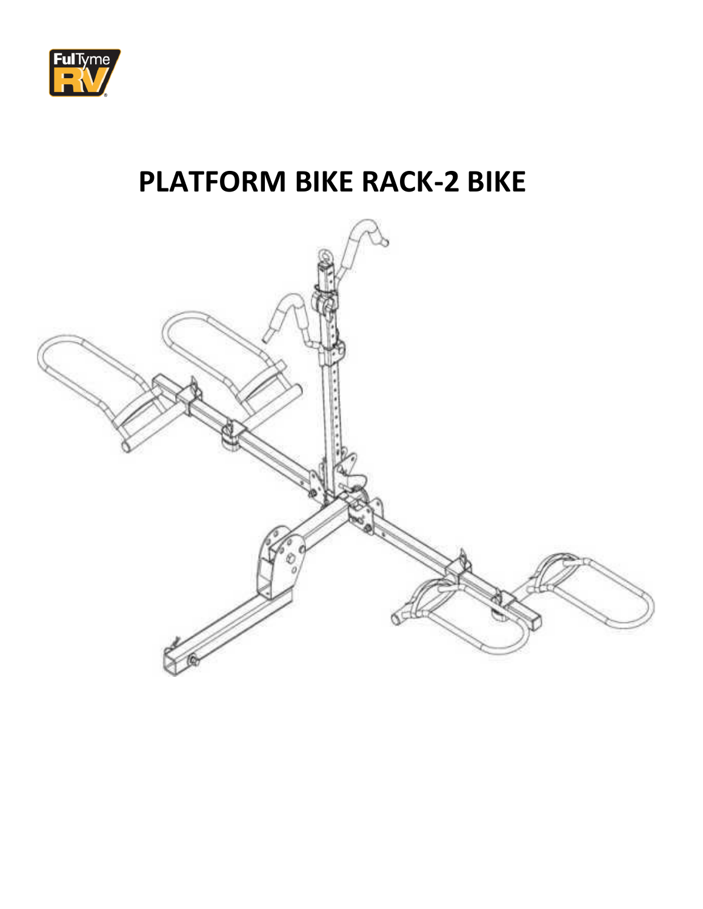# PLATFORM BIKE RACK-2 BIKE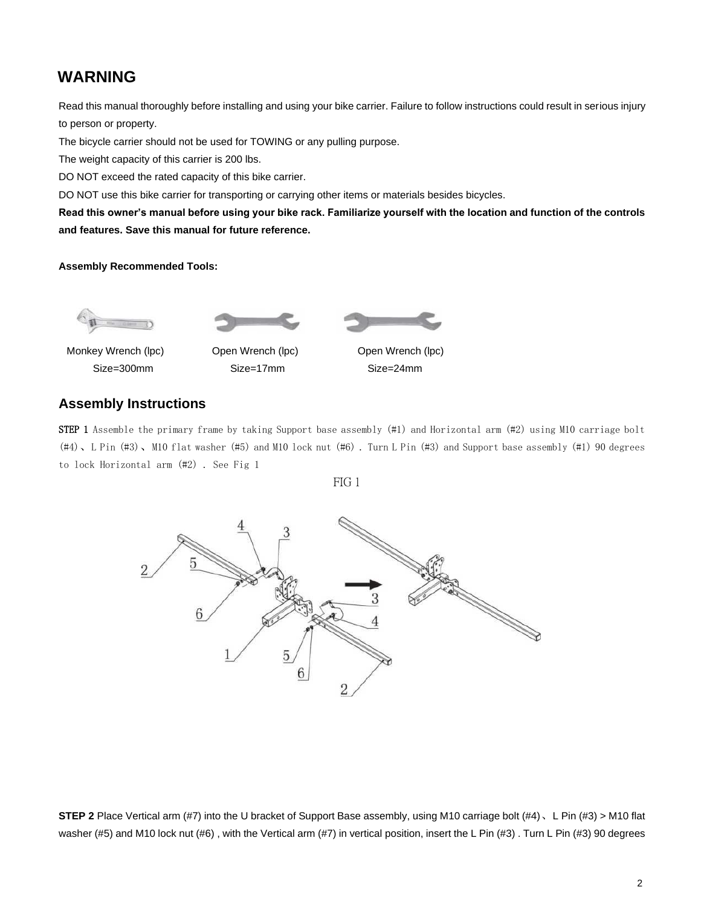## WARNING

Read this manual thoroughly before installing and using your bike carrier. Failure to follow instructions could result in serious injury to person or property.

The bicycle carrier should not be used for TOWING or any pulling purpose.

The weight capacity of this carrier is 200 lbs.

DO NOT exceed the rated capacity of this bike carrier.

DO NOT use this bike carrier for transporting or carrying other items or materials besides bicycles.

**Read this owner's manual before using your bike rack. Familiarize yourself with the location and function of the controls and features. Save this manual for future reference.**

**Assembly Recommended Tools:**

Monkey Wrench (lpc) Size=300mm

Open Wrench (lpc) Size=17mm

Open Wrench (lpc) Size=24mm

## Assembly Instructions

**STEP 1** Assemble the primary frame by taking Support base assembly (#1) and Horizontal arm (#2) using M10 carriage bolt (#4)、L Pin (#3)、M10 flat washer (#5) and M10 lock nut (#6) . Turn L Pin (#3) and Support base assembly (#1) 90 degrees to lock Horizontal arm (#2) . See Fig 1

FIG 1

**STEP 2** Place Vertical arm (#7) into the U bracket of Support Base assembly, using M10 carriage bolt (#4)、L Pin (#3) > M10 flat washer (#5) and M10 lock nut (#6) , with the Vertical arm (#7) in vertical position, insert the L Pin (#3) . Turn L Pin (#3) 90 degrees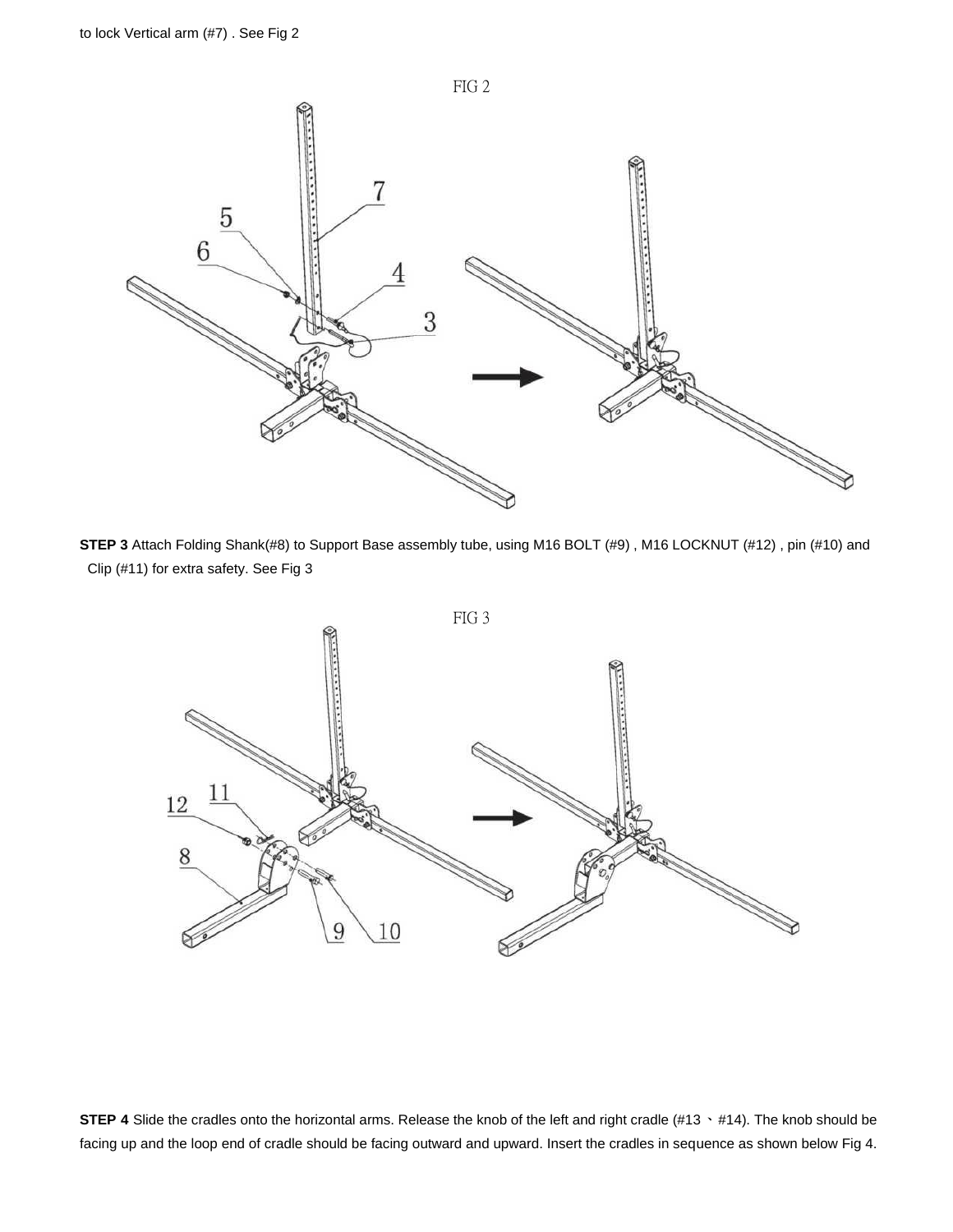to lock Vertical arm (#7) . See Fig 2

FIG 2

**STEP 3** Attach Folding Shank(#8) to Support Base assembly tube, using M16 BOLT (#9) , M16 LOCKNUT (#12) , pin (#10) and Clip (#11) for extra safety. See Fig 3

FIG 3

**STEP 4** Slide the cradles onto the horizontal arms. Release the knob of the left and right cradle (#13 、#14). The knob should be facing up and the loop end of cradle should be facing outward and upward. Insert the cradles in sequence as shown below Fig 4.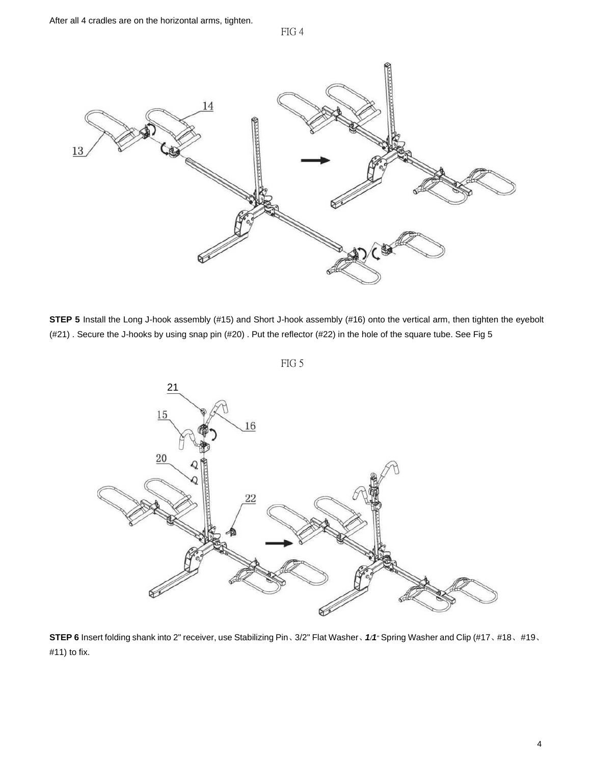After all 4 cradles are on the horizontal arms, tighten.

FIG 4

**STEP 5** Install the Long J-hook assembly (#15) and Short J-hook assembly (#16) onto the vertical arm, then tighten the eyebolt (#21) . Secure the J-hooks by using snap pin (#20) . Put the reflector (#22) in the hole of the square tube. See Fig 5

FIG 5

**STEP 6** Insert folding shank into 2" receiver, use Stabilizing Pin、3/2" Flat Washer、***1/1***" Spring Washer and Clip (#17、#18、#19、#11) to fix.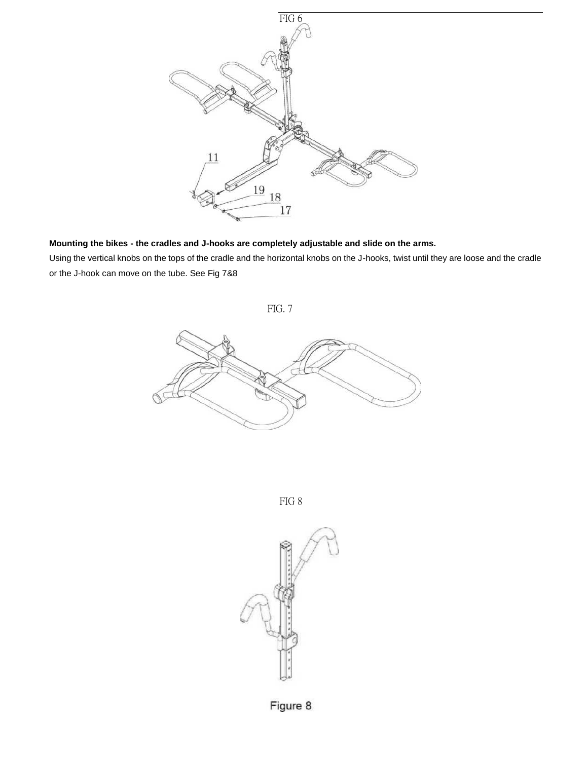FIG 6

11

19

18

17

**Mounting the bikes - the cradles and J-hooks are completely adjustable and slide on the arms.**

Using the vertical knobs on the tops of the cradle and the horizontal knobs on the J-hooks, twist until they are loose and the cradle or the J-hook can move on the tube. See Fig 7&8

FIG. 7

FIG 8

Figure 8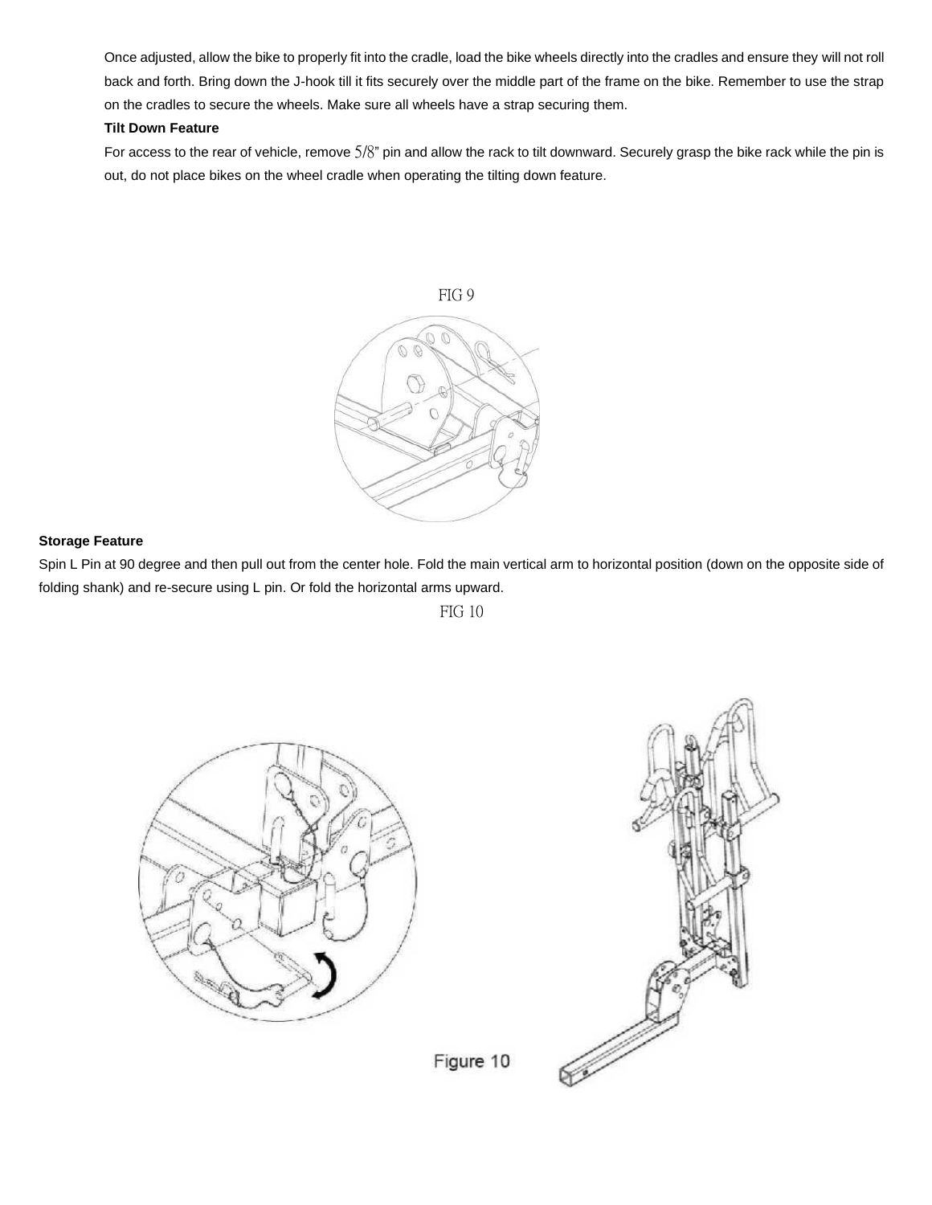Once adjusted, allow the bike to properly fit into the cradle, load the bike wheels directly into the cradles and ensure they will not roll back and forth. Bring down the J-hook till it fits securely over the middle part of the frame on the bike. Remember to use the strap on the cradles to secure the wheels. Make sure all wheels have a strap securing them.

**Tilt Down Feature**

For access to the rear of vehicle, remove 5/8" pin and allow the rack to tilt downward. Securely grasp the bike rack while the pin is out, do not place bikes on the wheel cradle when operating the tilting down feature.

FIG 9

**Storage Feature**

Spin L Pin at 90 degree and then pull out from the center hole. Fold the main vertical arm to horizontal position (down on the opposite side of folding shank) and re-secure using L pin. Or fold the horizontal arms upward.

FIG 10

Figure 10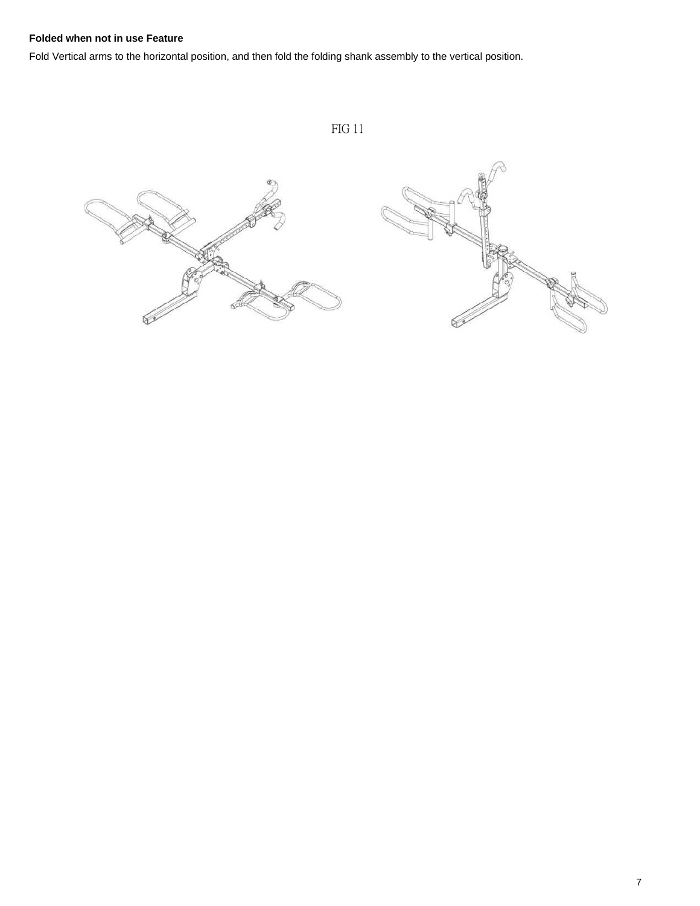**Folded when not in use Feature**

Fold Vertical arms to the horizontal position, and then fold the folding shank assembly to the vertical position.

FIG 11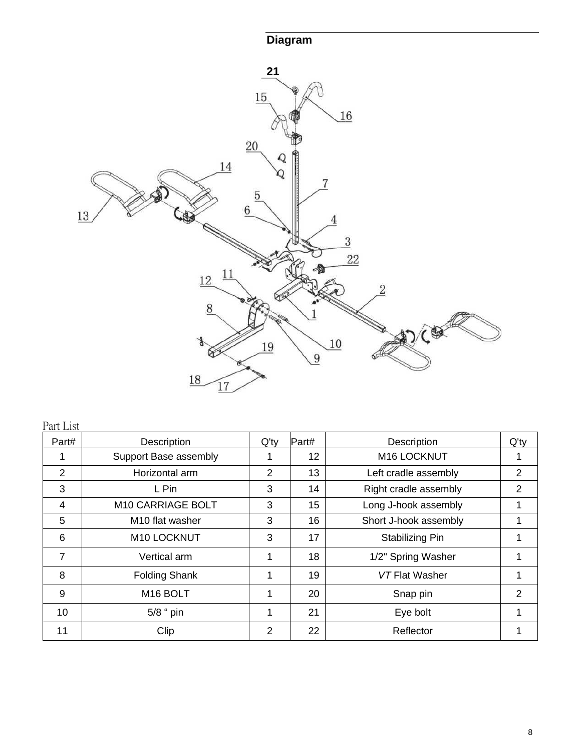## Diagram

21

15

16

20

14

7

13

5

6

4

3

22

12

11

2

8

1

19

10

9

18

17

Part List

| Part# | Description | Q'ty | Part# | Description | Q'ty |
|---|---|---|---|---|---|
| 1 | Support Base assembly | 1 | 12 | M16 LOCKNUT | 1 |
| 2 | Horizontal arm | 2 | 13 | Left cradle assembly | 2 |
| 3 | L Pin | 3 | 14 | Right cradle assembly | 2 |
| 4 | M10 CARRIAGE BOLT | 3 | 15 | Long J-hook assembly | 1 |
| 5 | M10 flat washer | 3 | 16 | Short J-hook assembly | 1 |
| 6 | M10 LOCKNUT | 3 | 17 | Stabilizing Pin | 1 |
| 7 | Vertical arm | 1 | 18 | 1/2" Spring Washer | 1 |
| 8 | Folding Shank | 1 | 19 | *VT* Flat Washer | 1 |
| 9 | M16 BOLT | 1 | 20 | Snap pin | 2 |
| 10 | 5/8 “ pin | 1 | 21 | Eye bolt | 1 |
| 11 | Clip | 2 | 22 | Reflector | 1 |